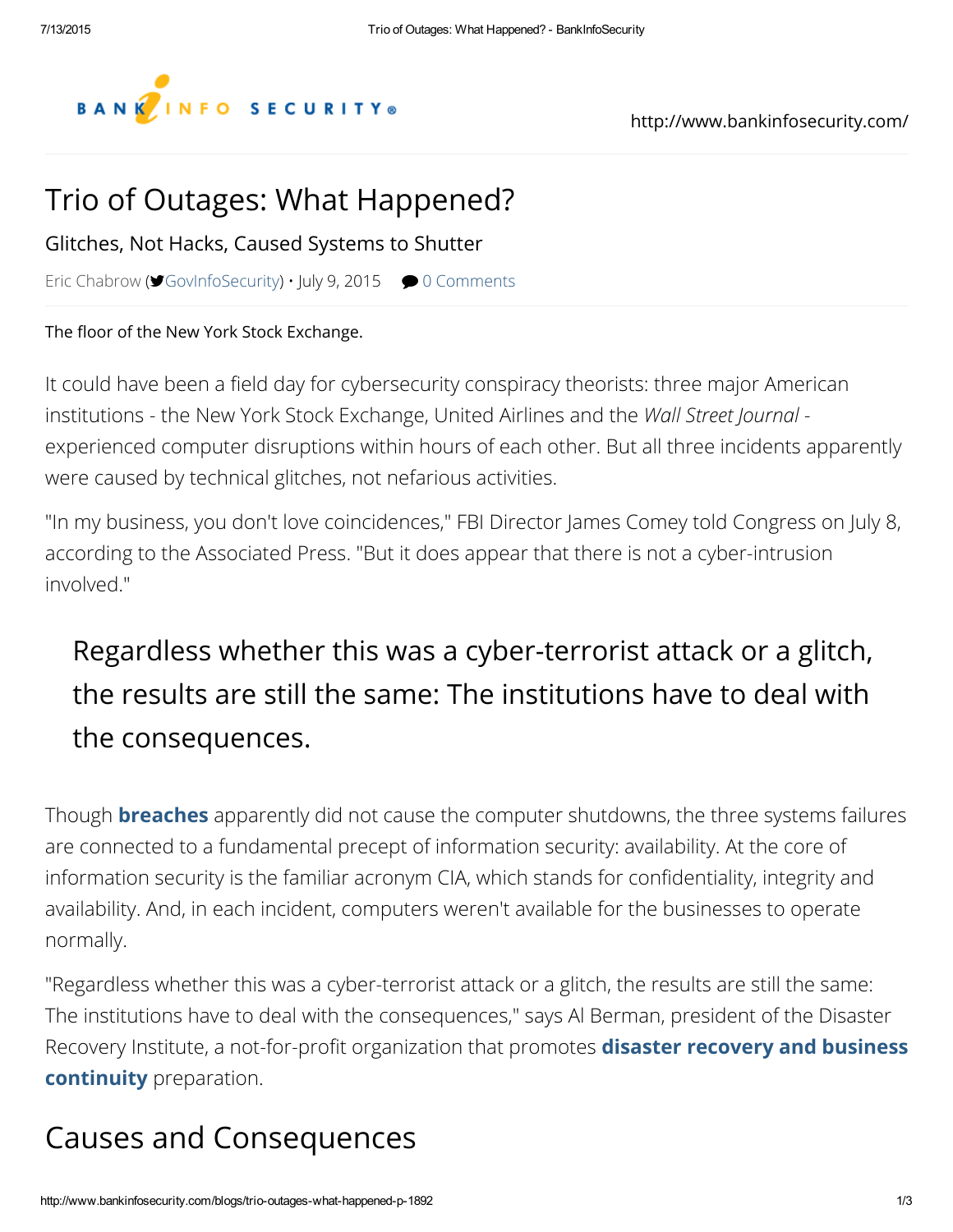# Trio of Outages: What Happened?

## Glitches, Not Hacks, Caused Systems to Shutter

Eric Chabrow (GovInfoSecurity) • July 9, 2015 0 Comments

The floor of the New York Stock Exchange.

It could have been a field day for cybersecurity conspiracy theorists: three major American institutions - the New York Stock Exchange, United Airlines and the *Wall Street Journal* - experienced computer disruptions within hours of each other. But all three incidents apparently were caused by technical glitches, not nefarious activities.

"In my business, you don't love coincidences," FBI Director James Comey told Congress on July 8, according to the Associated Press. "But it does appear that there is not a cyber-intrusion involved."

> Regardless whether this was a cyber-terrorist attack or a glitch, the results are still the same: The institutions have to deal with the consequences.

Though **breaches** apparently did not cause the computer shutdowns, the three systems failures are connected to a fundamental precept of information security: availability. At the core of information security is the familiar acronym CIA, which stands for confidentiality, integrity and availability. And, in each incident, computers weren't available for the businesses to operate normally.

"Regardless whether this was a cyber-terrorist attack or a glitch, the results are still the same: The institutions have to deal with the consequences," says Al Berman, president of the Disaster Recovery Institute, a not-for-profit organization that promotes **disaster recovery and business continuity** preparation.

## Causes and Consequences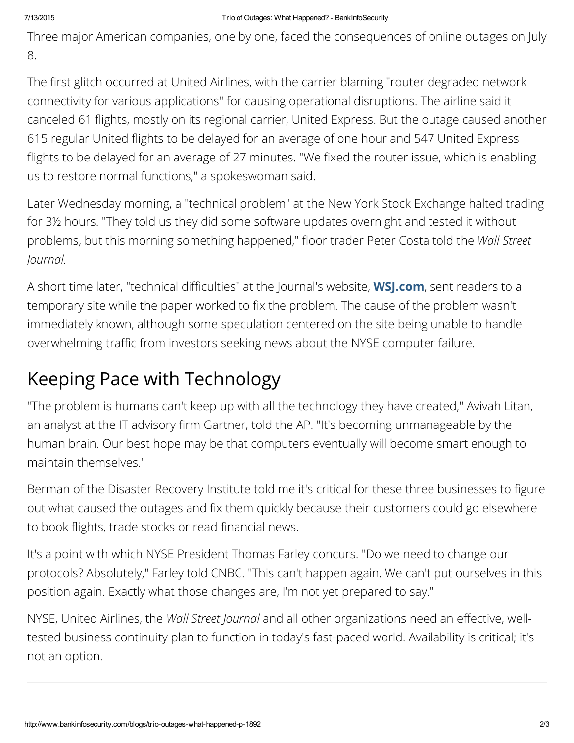Three major American companies, one by one, faced the consequences of online outages on July 8.

The first glitch occurred at United Airlines, with the carrier blaming "router degraded network connectivity for various applications" for causing operational disruptions. The airline said it canceled 61 flights, mostly on its regional carrier, United Express. But the outage caused another 615 regular United flights to be delayed for an average of one hour and 547 United Express flights to be delayed for an average of 27 minutes. "We fixed the router issue, which is enabling us to restore normal functions," a spokeswoman said.

Later Wednesday morning, a "technical problem" at the New York Stock Exchange halted trading for 3½ hours. "They told us they did some software updates overnight and tested it without problems, but this morning something happened," floor trader Peter Costa told the *Wall Street Journal.*

A short time later, "technical difficulties" at the Journal's website, **WSJ.com**, sent readers to a temporary site while the paper worked to fix the problem. The cause of the problem wasn't immediately known, although some speculation centered on the site being unable to handle overwhelming traffic from investors seeking news about the NYSE computer failure.

## Keeping Pace with Technology

"The problem is humans can't keep up with all the technology they have created," Avivah Litan, an analyst at the IT advisory firm Gartner, told the AP. "It's becoming unmanageable by the human brain. Our best hope may be that computers eventually will become smart enough to maintain themselves."

Berman of the Disaster Recovery Institute told me it's critical for these three businesses to figure out what caused the outages and fix them quickly because their customers could go elsewhere to book flights, trade stocks or read financial news.

It's a point with which NYSE President Thomas Farley concurs. "Do we need to change our protocols? Absolutely," Farley told CNBC. "This can't happen again. We can't put ourselves in this position again. Exactly what those changes are, I'm not yet prepared to say."

NYSE, United Airlines, the *Wall Street Journal* and all other organizations need an effective, well-tested business continuity plan to function in today's fast-paced world. Availability is critical; it's not an option.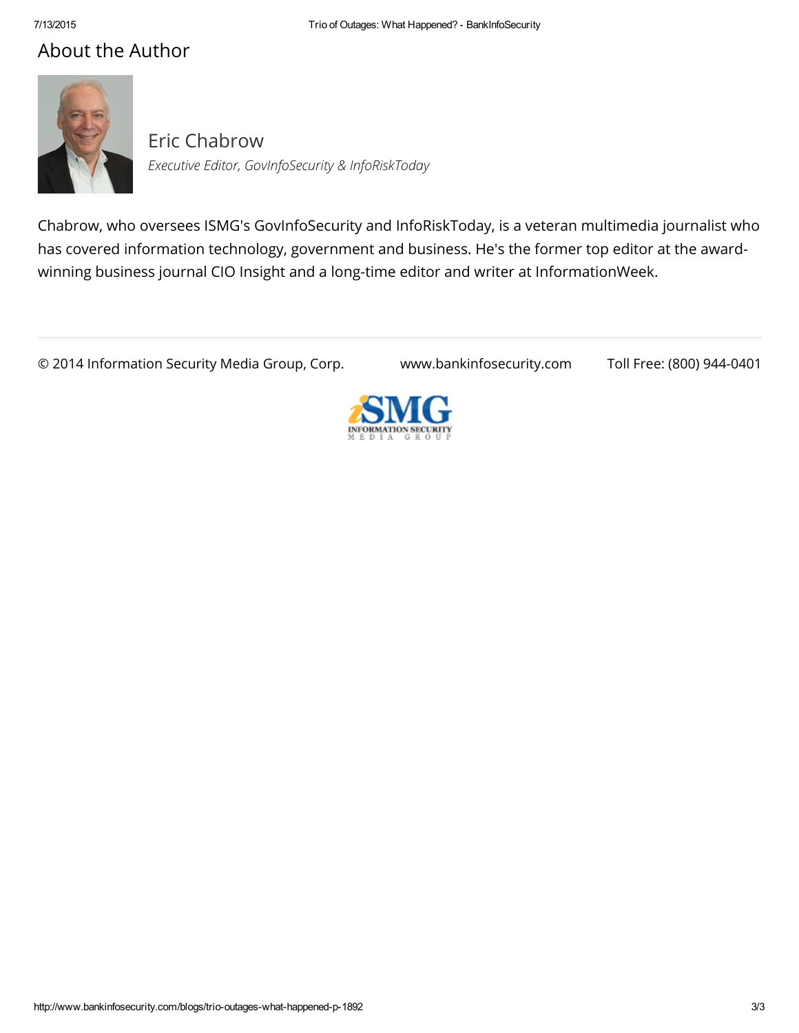## About the Author

Eric Chabrow

*Executive Editor, GovInfoSecurity & InfoRiskToday*

Chabrow, who oversees ISMG's GovInfoSecurity and InfoRiskToday, is a veteran multimedia journalist who has covered information technology, government and business. He's the former top editor at the award-winning business journal CIO Insight and a long-time editor and writer at InformationWeek.

© 2014 Information Security Media Group, Corp. www.bankinfosecurity.com Toll Free: (800) 944-0401